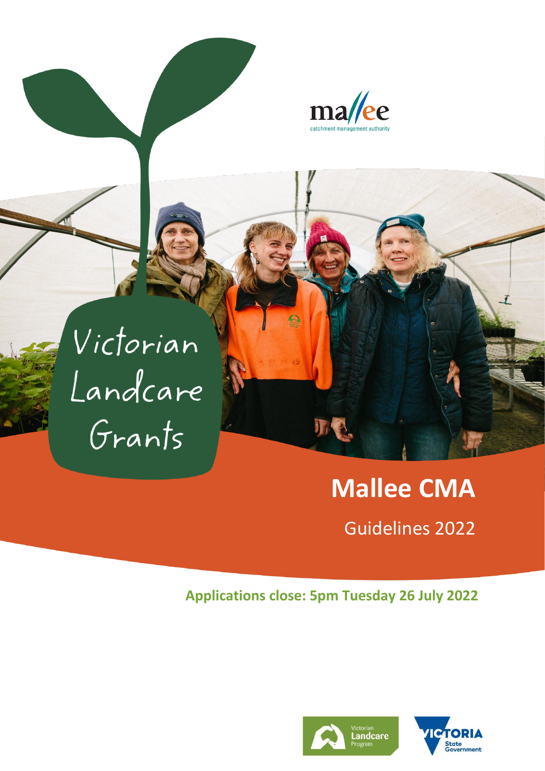# Victorian Landcare Grants

## Mallee CMA

Guidelines 2022

**Applications close: 5pm Tuesday 26 July 2022**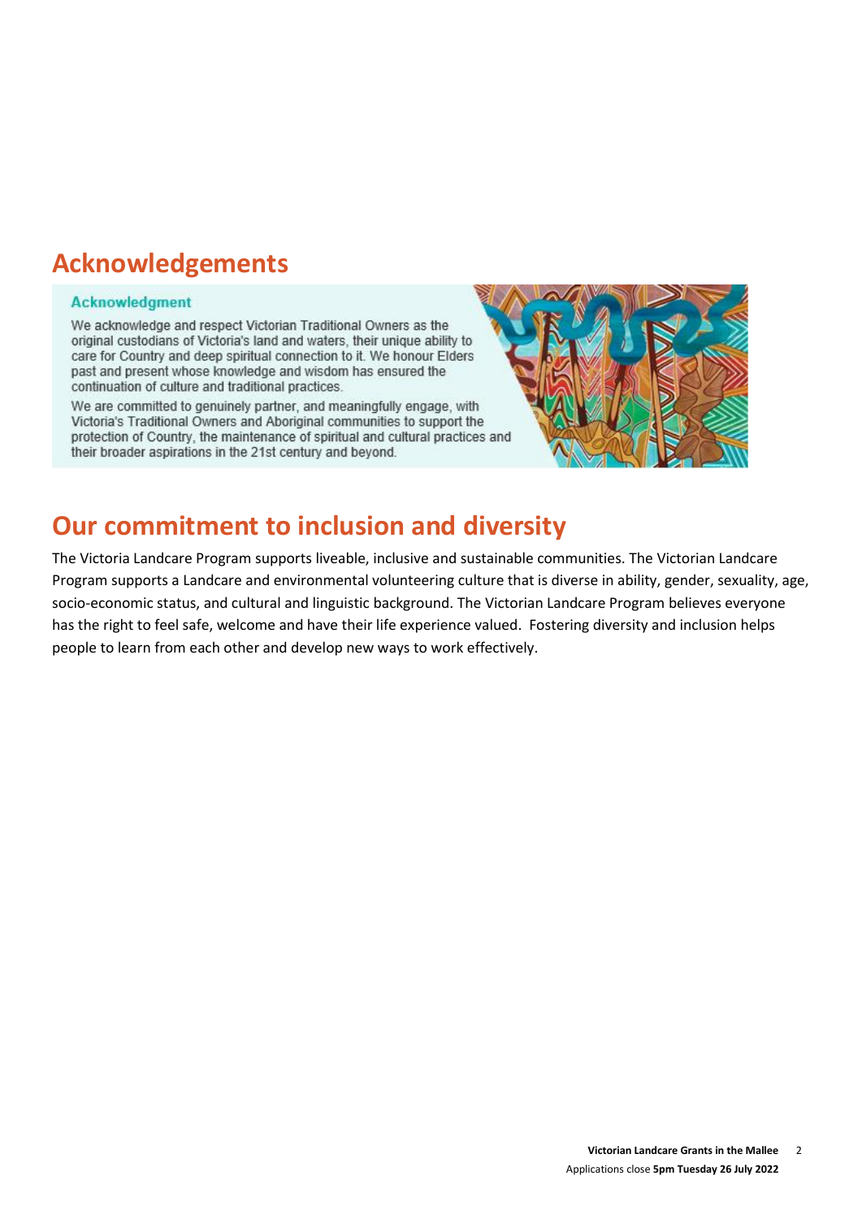# Acknowledgements

### Acknowledgment

We acknowledge and respect Victorian Traditional Owners as the original custodians of Victoria's land and waters, their unique ability to care for Country and deep spiritual connection to it. We honour Elders past and present whose knowledge and wisdom has ensured the continuation of culture and traditional practices.

We are committed to genuinely partner, and meaningfully engage, with Victoria's Traditional Owners and Aboriginal communities to support the protection of Country, the maintenance of spiritual and cultural practices and their broader aspirations in the 21st century and beyond.

# Our commitment to inclusion and diversity

The Victoria Landcare Program supports liveable, inclusive and sustainable communities. The Victorian Landcare Program supports a Landcare and environmental volunteering culture that is diverse in ability, gender, sexuality, age, socio-economic status, and cultural and linguistic background. The Victorian Landcare Program believes everyone has the right to feel safe, welcome and have their life experience valued. Fostering diversity and inclusion helps people to learn from each other and develop new ways to work effectively.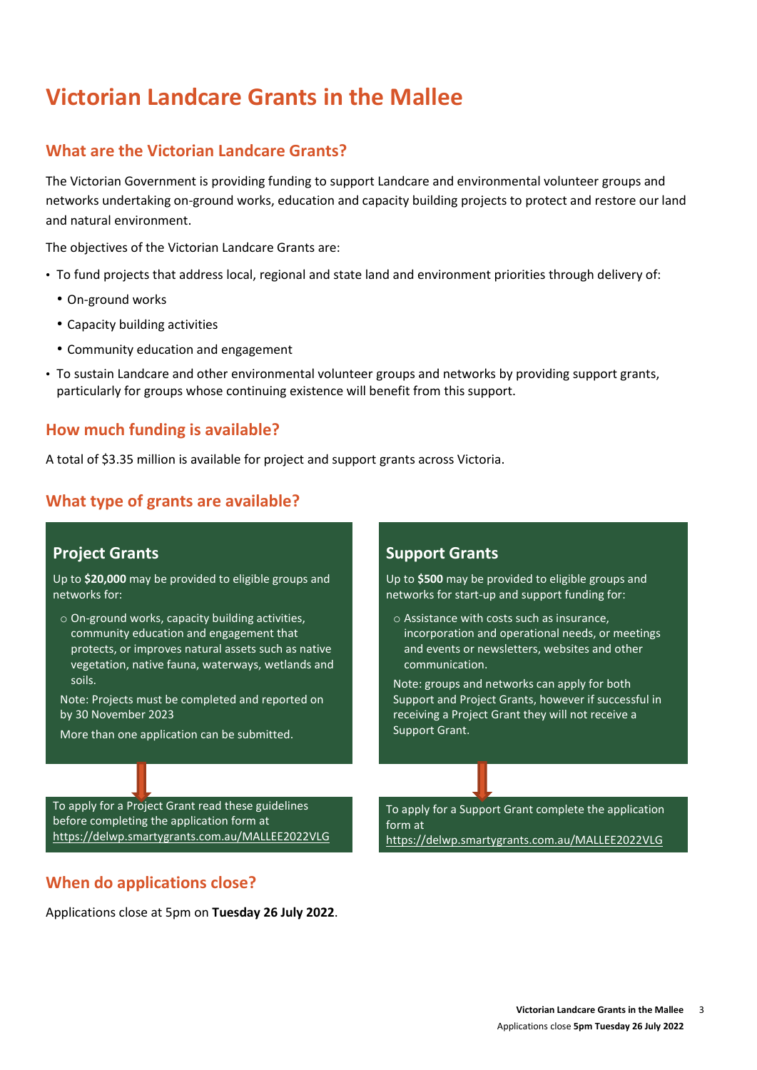# Victorian Landcare Grants in the Mallee

## What are the Victorian Landcare Grants?

The Victorian Government is providing funding to support Landcare and environmental volunteer groups and networks undertaking on-ground works, education and capacity building projects to protect and restore our land and natural environment.

The objectives of the Victorian Landcare Grants are:

- To fund projects that address local, regional and state land and environment priorities through delivery of:
  - On-ground works
  - Capacity building activities
  - Community education and engagement
- To sustain Landcare and other environmental volunteer groups and networks by providing support grants, particularly for groups whose continuing existence will benefit from this support.

## How much funding is available?

A total of $3.35 million is available for project and support grants across Victoria.

## What type of grants are available?

### Project Grants

Up to **$20,000** may be provided to eligible groups and networks for:

- On-ground works, capacity building activities, community education and engagement that protects, or improves natural assets such as native vegetation, native fauna, waterways, wetlands and soils.

Note: Projects must be completed and reported on by 30 November 2023

More than one application can be submitted.

To apply for a Project Grant read these guidelines before completing the application form at https://delwp.smartygrants.com.au/MALLEE2022VLG

### Support Grants

Up to **$500** may be provided to eligible groups and networks for start-up and support funding for:

- Assistance with costs such as insurance, incorporation and operational needs, or meetings and events or newsletters, websites and other communication.

Note: groups and networks can apply for both Support and Project Grants, however if successful in receiving a Project Grant they will not receive a Support Grant.

To apply for a Support Grant complete the application form at https://delwp.smartygrants.com.au/MALLEE2022VLG

## When do applications close?

Applications close at 5pm on **Tuesday 26 July 2022**.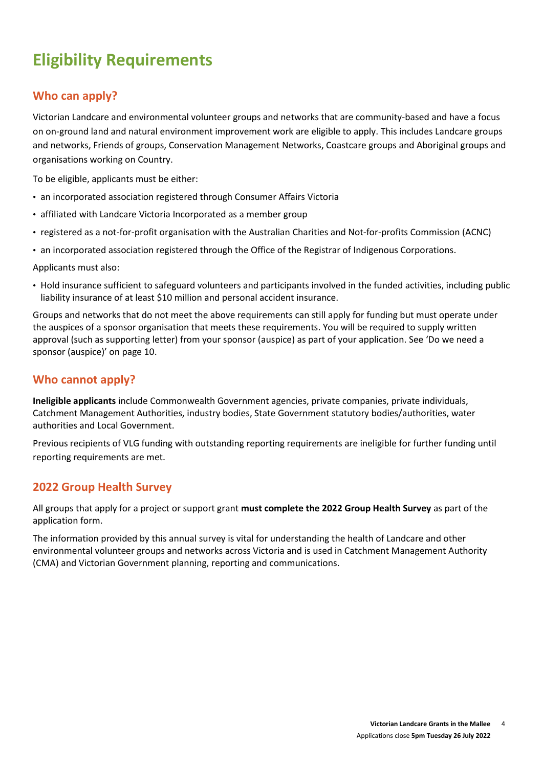# Eligibility Requirements

## Who can apply?

Victorian Landcare and environmental volunteer groups and networks that are community-based and have a focus on on-ground land and natural environment improvement work are eligible to apply. This includes Landcare groups and networks, Friends of groups, Conservation Management Networks, Coastcare groups and Aboriginal groups and organisations working on Country.

To be eligible, applicants must be either:

- an incorporated association registered through Consumer Affairs Victoria
- affiliated with Landcare Victoria Incorporated as a member group
- registered as a not-for-profit organisation with the Australian Charities and Not-for-profits Commission (ACNC)
- an incorporated association registered through the Office of the Registrar of Indigenous Corporations.

Applicants must also:

- Hold insurance sufficient to safeguard volunteers and participants involved in the funded activities, including public liability insurance of at least $10 million and personal accident insurance.

Groups and networks that do not meet the above requirements can still apply for funding but must operate under the auspices of a sponsor organisation that meets these requirements. You will be required to supply written approval (such as supporting letter) from your sponsor (auspice) as part of your application. See 'Do we need a sponsor (auspice)' on page 10.

## Who cannot apply?

**Ineligible applicants** include Commonwealth Government agencies, private companies, private individuals, Catchment Management Authorities, industry bodies, State Government statutory bodies/authorities, water authorities and Local Government.

Previous recipients of VLG funding with outstanding reporting requirements are ineligible for further funding until reporting requirements are met.

## 2022 Group Health Survey

All groups that apply for a project or support grant **must complete the 2022 Group Health Survey** as part of the application form.

The information provided by this annual survey is vital for understanding the health of Landcare and other environmental volunteer groups and networks across Victoria and is used in Catchment Management Authority (CMA) and Victorian Government planning, reporting and communications.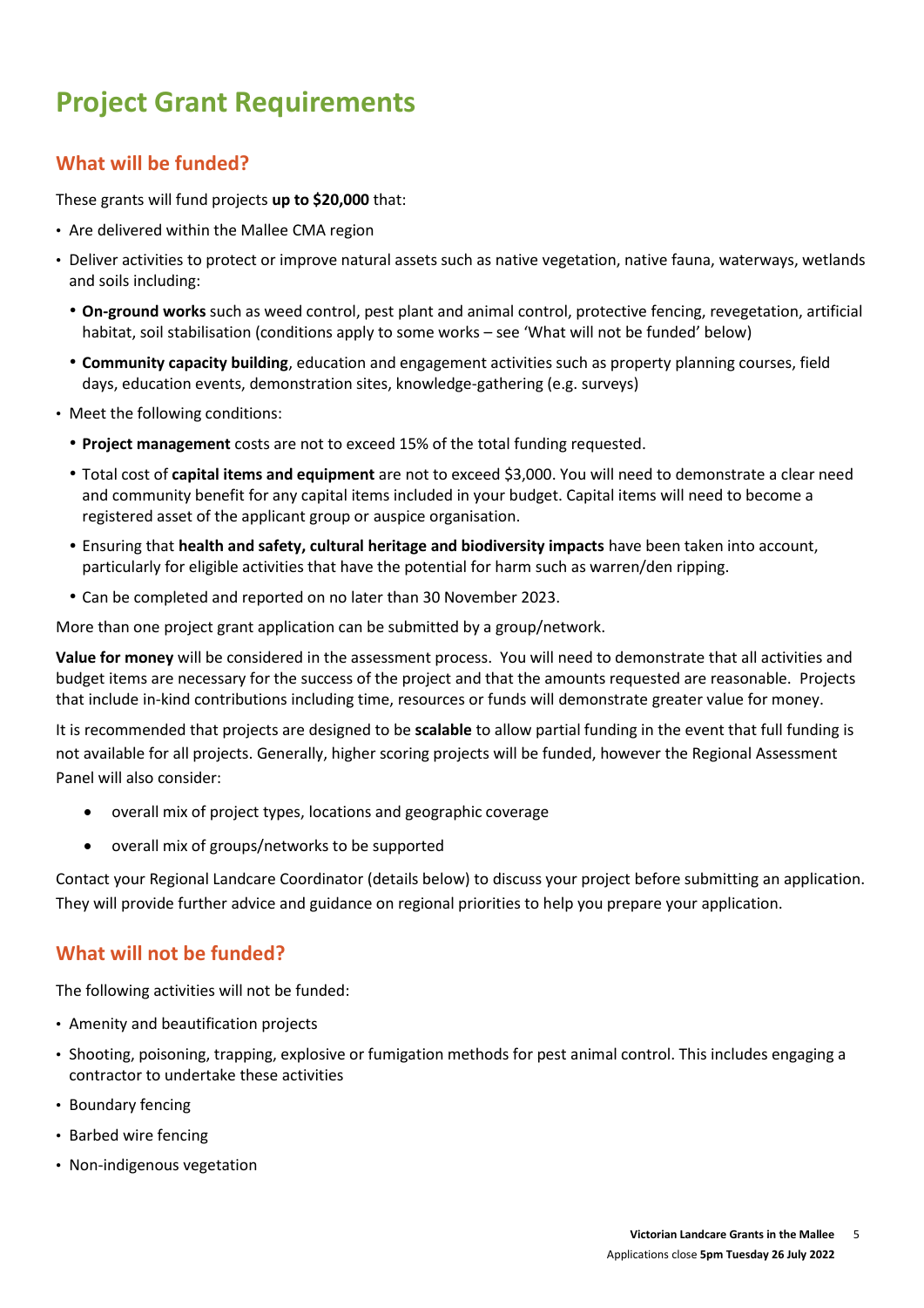# Project Grant Requirements

## What will be funded?

These grants will fund projects **up to $20,000** that:

- Are delivered within the Mallee CMA region
- Deliver activities to protect or improve natural assets such as native vegetation, native fauna, waterways, wetlands and soils including:
  - **On-ground works** such as weed control, pest plant and animal control, protective fencing, revegetation, artificial habitat, soil stabilisation (conditions apply to some works – see 'What will not be funded' below)
  - **Community capacity building**, education and engagement activities such as property planning courses, field days, education events, demonstration sites, knowledge-gathering (e.g. surveys)
- Meet the following conditions:
  - **Project management** costs are not to exceed 15% of the total funding requested.
  - Total cost of **capital items and equipment** are not to exceed $3,000. You will need to demonstrate a clear need and community benefit for any capital items included in your budget. Capital items will need to become a registered asset of the applicant group or auspice organisation.
  - Ensuring that **health and safety, cultural heritage and biodiversity impacts** have been taken into account, particularly for eligible activities that have the potential for harm such as warren/den ripping.
  - Can be completed and reported on no later than 30 November 2023.

More than one project grant application can be submitted by a group/network.

**Value for money** will be considered in the assessment process. You will need to demonstrate that all activities and budget items are necessary for the success of the project and that the amounts requested are reasonable. Projects that include in-kind contributions including time, resources or funds will demonstrate greater value for money.

It is recommended that projects are designed to be **scalable** to allow partial funding in the event that full funding is not available for all projects. Generally, higher scoring projects will be funded, however the Regional Assessment Panel will also consider:

- overall mix of project types, locations and geographic coverage
- overall mix of groups/networks to be supported

Contact your Regional Landcare Coordinator (details below) to discuss your project before submitting an application. They will provide further advice and guidance on regional priorities to help you prepare your application.

## What will not be funded?

The following activities will not be funded:

- Amenity and beautification projects
- Shooting, poisoning, trapping, explosive or fumigation methods for pest animal control. This includes engaging a contractor to undertake these activities
- Boundary fencing
- Barbed wire fencing
- Non-indigenous vegetation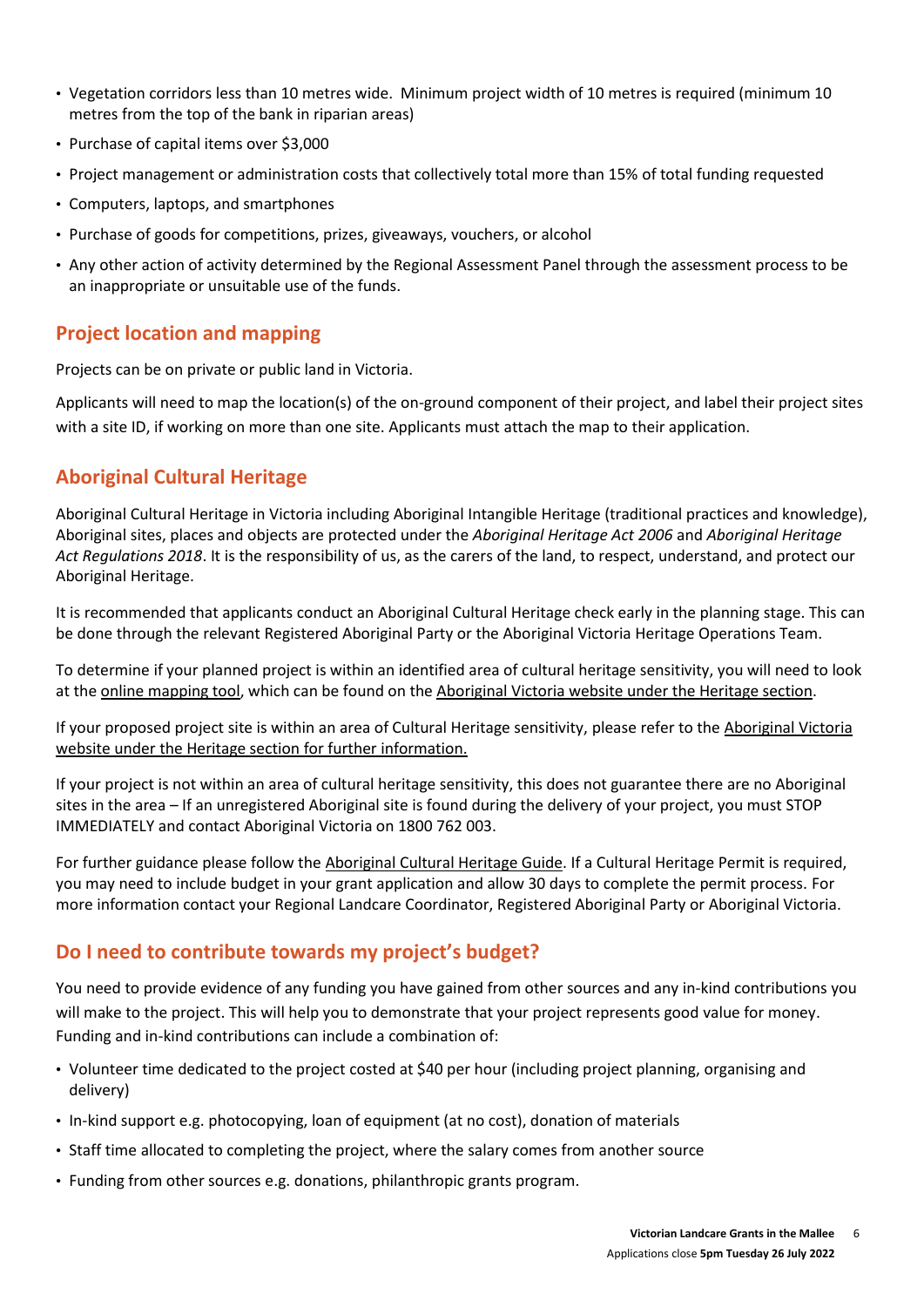- Vegetation corridors less than 10 metres wide. Minimum project width of 10 metres is required (minimum 10 metres from the top of the bank in riparian areas)
- Purchase of capital items over $3,000
- Project management or administration costs that collectively total more than 15% of total funding requested
- Computers, laptops, and smartphones
- Purchase of goods for competitions, prizes, giveaways, vouchers, or alcohol
- Any other action of activity determined by the Regional Assessment Panel through the assessment process to be an inappropriate or unsuitable use of the funds.

## Project location and mapping

Projects can be on private or public land in Victoria.

Applicants will need to map the location(s) of the on-ground component of their project, and label their project sites with a site ID, if working on more than one site. Applicants must attach the map to their application.

## Aboriginal Cultural Heritage

Aboriginal Cultural Heritage in Victoria including Aboriginal Intangible Heritage (traditional practices and knowledge), Aboriginal sites, places and objects are protected under the *Aboriginal Heritage Act 2006* and *Aboriginal Heritage Act Regulations 2018*. It is the responsibility of us, as the carers of the land, to respect, understand, and protect our Aboriginal Heritage.

It is recommended that applicants conduct an Aboriginal Cultural Heritage check early in the planning stage. This can be done through the relevant Registered Aboriginal Party or the Aboriginal Victoria Heritage Operations Team.

To determine if your planned project is within an identified area of cultural heritage sensitivity, you will need to look at the online mapping tool, which can be found on the Aboriginal Victoria website under the Heritage section.

If your proposed project site is within an area of Cultural Heritage sensitivity, please refer to the Aboriginal Victoria website under the Heritage section for further information.

If your project is not within an area of cultural heritage sensitivity, this does not guarantee there are no Aboriginal sites in the area – If an unregistered Aboriginal site is found during the delivery of your project, you must STOP IMMEDIATELY and contact Aboriginal Victoria on 1800 762 003.

For further guidance please follow the Aboriginal Cultural Heritage Guide. If a Cultural Heritage Permit is required, you may need to include budget in your grant application and allow 30 days to complete the permit process. For more information contact your Regional Landcare Coordinator, Registered Aboriginal Party or Aboriginal Victoria.

## Do I need to contribute towards my project's budget?

You need to provide evidence of any funding you have gained from other sources and any in-kind contributions you will make to the project. This will help you to demonstrate that your project represents good value for money. Funding and in-kind contributions can include a combination of:

- Volunteer time dedicated to the project costed at $40 per hour (including project planning, organising and delivery)
- In-kind support e.g. photocopying, loan of equipment (at no cost), donation of materials
- Staff time allocated to completing the project, where the salary comes from another source
- Funding from other sources e.g. donations, philanthropic grants program.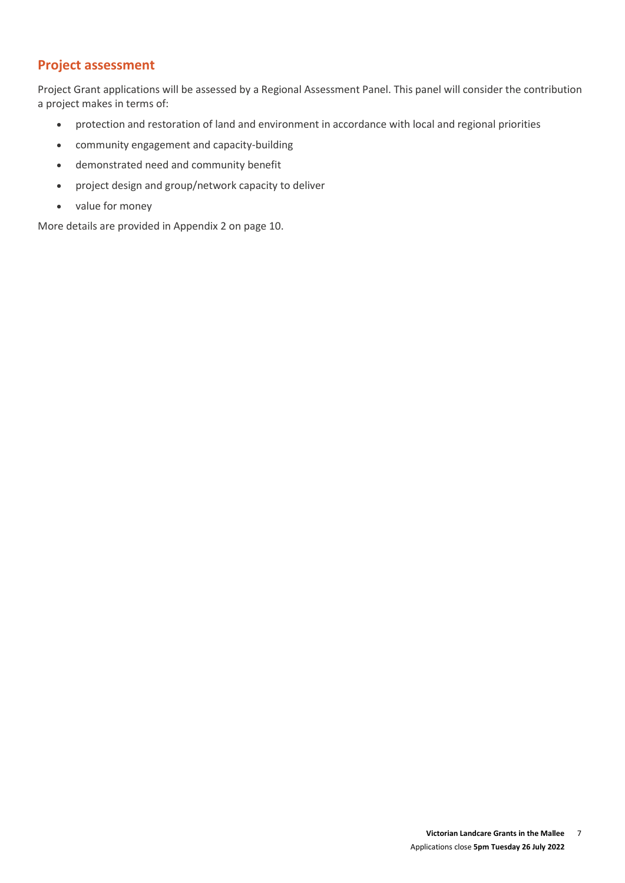## Project assessment

Project Grant applications will be assessed by a Regional Assessment Panel. This panel will consider the contribution a project makes in terms of:

- protection and restoration of land and environment in accordance with local and regional priorities
- community engagement and capacity-building
- demonstrated need and community benefit
- project design and group/network capacity to deliver
- value for money

More details are provided in Appendix 2 on page 10.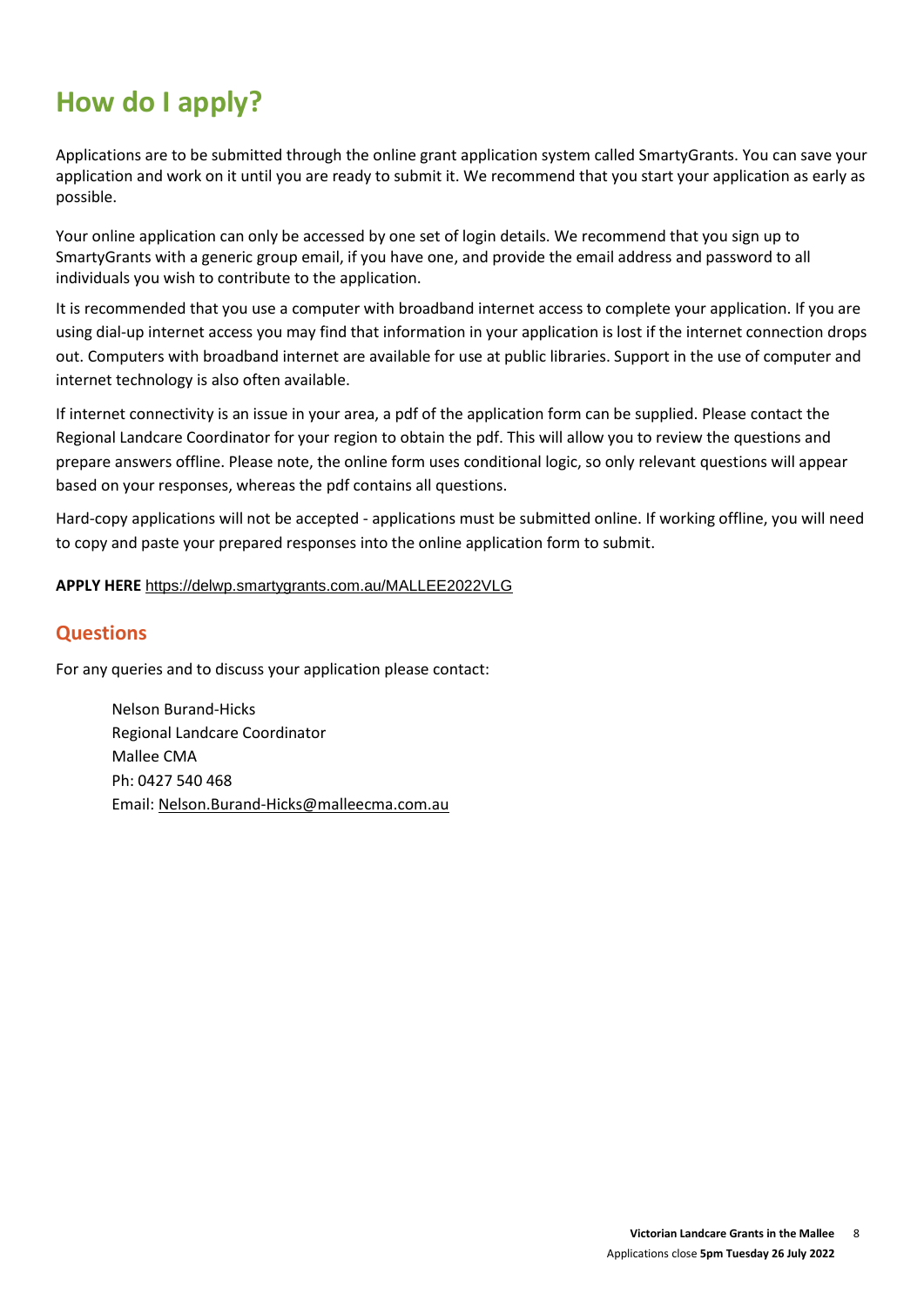# How do I apply?

Applications are to be submitted through the online grant application system called SmartyGrants. You can save your application and work on it until you are ready to submit it. We recommend that you start your application as early as possible.

Your online application can only be accessed by one set of login details. We recommend that you sign up to SmartyGrants with a generic group email, if you have one, and provide the email address and password to all individuals you wish to contribute to the application.

It is recommended that you use a computer with broadband internet access to complete your application. If you are using dial-up internet access you may find that information in your application is lost if the internet connection drops out. Computers with broadband internet are available for use at public libraries. Support in the use of computer and internet technology is also often available.

If internet connectivity is an issue in your area, a pdf of the application form can be supplied. Please contact the Regional Landcare Coordinator for your region to obtain the pdf. This will allow you to review the questions and prepare answers offline. Please note, the online form uses conditional logic, so only relevant questions will appear based on your responses, whereas the pdf contains all questions.

Hard-copy applications will not be accepted - applications must be submitted online. If working offline, you will need to copy and paste your prepared responses into the online application form to submit.

**APPLY HERE** https://delwp.smartygrants.com.au/MALLEE2022VLG

## Questions

For any queries and to discuss your application please contact:

Nelson Burand-Hicks
Regional Landcare Coordinator
Mallee CMA
Ph: 0427 540 468
Email: Nelson.Burand-Hicks@malleecma.com.au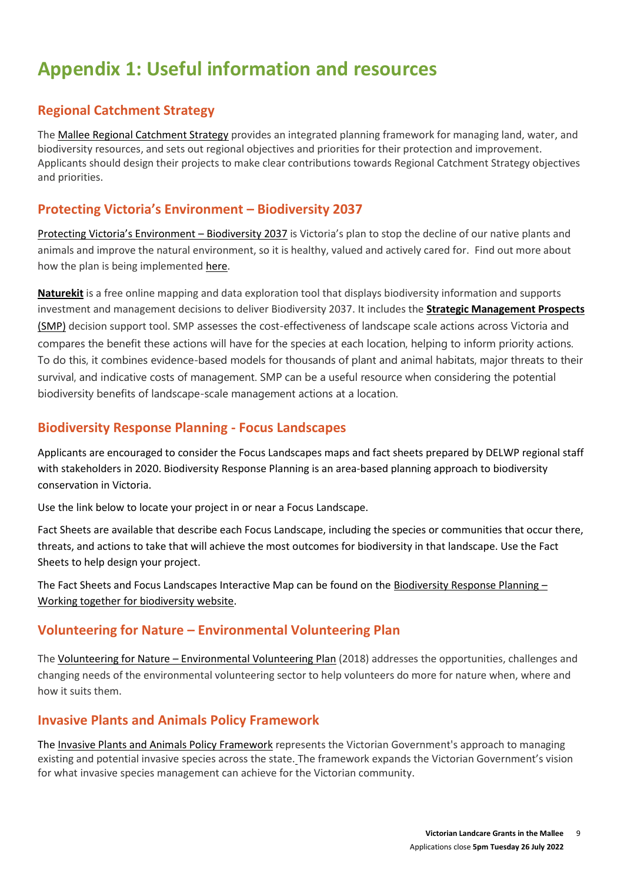# Appendix 1: Useful information and resources

## Regional Catchment Strategy

The Mallee Regional Catchment Strategy provides an integrated planning framework for managing land, water, and biodiversity resources, and sets out regional objectives and priorities for their protection and improvement. Applicants should design their projects to make clear contributions towards Regional Catchment Strategy objectives and priorities.

## Protecting Victoria's Environment – Biodiversity 2037

Protecting Victoria's Environment – Biodiversity 2037 is Victoria's plan to stop the decline of our native plants and animals and improve the natural environment, so it is healthy, valued and actively cared for. Find out more about how the plan is being implemented here.

**Naturekit** is a free online mapping and data exploration tool that displays biodiversity information and supports investment and management decisions to deliver Biodiversity 2037. It includes the **Strategic Management Prospects (SMP)** decision support tool. SMP assesses the cost-effectiveness of landscape scale actions across Victoria and compares the benefit these actions will have for the species at each location, helping to inform priority actions. To do this, it combines evidence-based models for thousands of plant and animal habitats, major threats to their survival, and indicative costs of management. SMP can be a useful resource when considering the potential biodiversity benefits of landscape-scale management actions at a location.

## Biodiversity Response Planning - Focus Landscapes

Applicants are encouraged to consider the Focus Landscapes maps and fact sheets prepared by DELWP regional staff with stakeholders in 2020. Biodiversity Response Planning is an area-based planning approach to biodiversity conservation in Victoria.

Use the link below to locate your project in or near a Focus Landscape.

Fact Sheets are available that describe each Focus Landscape, including the species or communities that occur there, threats, and actions to take that will achieve the most outcomes for biodiversity in that landscape. Use the Fact Sheets to help design your project.

The Fact Sheets and Focus Landscapes Interactive Map can be found on the Biodiversity Response Planning – Working together for biodiversity website.

## Volunteering for Nature – Environmental Volunteering Plan

The Volunteering for Nature – Environmental Volunteering Plan (2018) addresses the opportunities, challenges and changing needs of the environmental volunteering sector to help volunteers do more for nature when, where and how it suits them.

## Invasive Plants and Animals Policy Framework

The Invasive Plants and Animals Policy Framework represents the Victorian Government's approach to managing existing and potential invasive species across the state. The framework expands the Victorian Government's vision for what invasive species management can achieve for the Victorian community.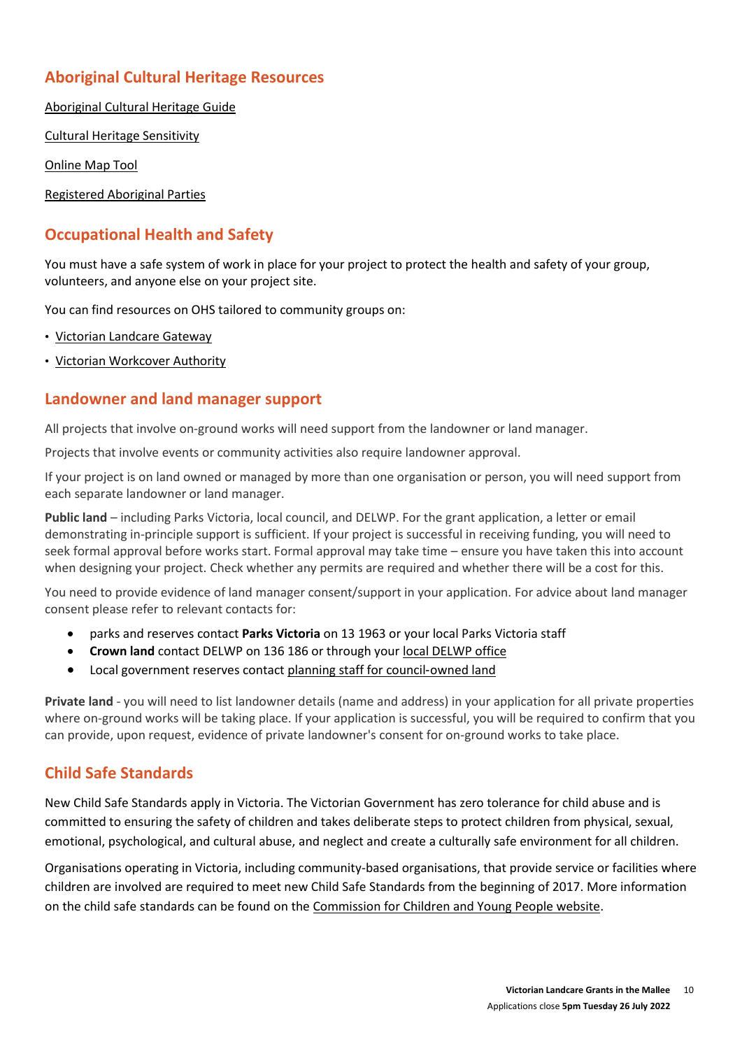## Aboriginal Cultural Heritage Resources

Aboriginal Cultural Heritage Guide

Cultural Heritage Sensitivity

Online Map Tool

Registered Aboriginal Parties

## Occupational Health and Safety

You must have a safe system of work in place for your project to protect the health and safety of your group, volunteers, and anyone else on your project site.

You can find resources on OHS tailored to community groups on:

- Victorian Landcare Gateway
- Victorian Workcover Authority

## Landowner and land manager support

All projects that involve on-ground works will need support from the landowner or land manager.

Projects that involve events or community activities also require landowner approval.

If your project is on land owned or managed by more than one organisation or person, you will need support from each separate landowner or land manager.

**Public land** – including Parks Victoria, local council, and DELWP. For the grant application, a letter or email demonstrating in-principle support is sufficient. If your project is successful in receiving funding, you will need to seek formal approval before works start. Formal approval may take time – ensure you have taken this into account when designing your project. Check whether any permits are required and whether there will be a cost for this.

You need to provide evidence of land manager consent/support in your application. For advice about land manager consent please refer to relevant contacts for:

- parks and reserves contact **Parks Victoria** on 13 1963 or your local Parks Victoria staff
- **Crown land** contact DELWP on 136 186 or through your local DELWP office
- Local government reserves contact planning staff for council-owned land

**Private land** - you will need to list landowner details (name and address) in your application for all private properties where on-ground works will be taking place. If your application is successful, you will be required to confirm that you can provide, upon request, evidence of private landowner's consent for on-ground works to take place.

## Child Safe Standards

New Child Safe Standards apply in Victoria. The Victorian Government has zero tolerance for child abuse and is committed to ensuring the safety of children and takes deliberate steps to protect children from physical, sexual, emotional, psychological, and cultural abuse, and neglect and create a culturally safe environment for all children.

Organisations operating in Victoria, including community-based organisations, that provide service or facilities where children are involved are required to meet new Child Safe Standards from the beginning of 2017. More information on the child safe standards can be found on the Commission for Children and Young People website.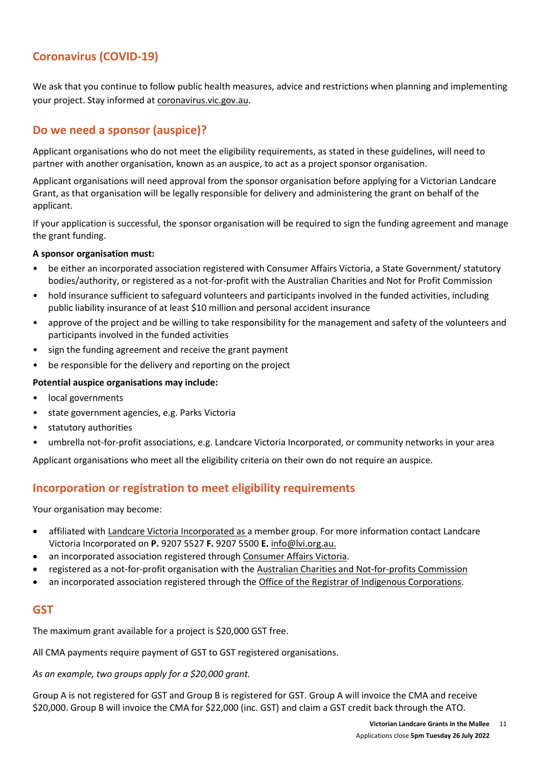## Coronavirus (COVID-19)

We ask that you continue to follow public health measures, advice and restrictions when planning and implementing your project. Stay informed at coronavirus.vic.gov.au.

## Do we need a sponsor (auspice)?

Applicant organisations who do not meet the eligibility requirements, as stated in these guidelines, will need to partner with another organisation, known as an auspice, to act as a project sponsor organisation.

Applicant organisations will need approval from the sponsor organisation before applying for a Victorian Landcare Grant, as that organisation will be legally responsible for delivery and administering the grant on behalf of the applicant.

If your application is successful, the sponsor organisation will be required to sign the funding agreement and manage the grant funding.

**A sponsor organisation must:**

- be either an incorporated association registered with Consumer Affairs Victoria, a State Government/ statutory bodies/authority, or registered as a not-for-profit with the Australian Charities and Not for Profit Commission
- hold insurance sufficient to safeguard volunteers and participants involved in the funded activities, including public liability insurance of at least $10 million and personal accident insurance
- approve of the project and be willing to take responsibility for the management and safety of the volunteers and participants involved in the funded activities
- sign the funding agreement and receive the grant payment
- be responsible for the delivery and reporting on the project

**Potential auspice organisations may include:**

- local governments
- state government agencies, e.g. Parks Victoria
- statutory authorities
- umbrella not-for-profit associations, e.g. Landcare Victoria Incorporated, or community networks in your area

Applicant organisations who meet all the eligibility criteria on their own do not require an auspice.

## Incorporation or registration to meet eligibility requirements

Your organisation may become:

- affiliated with Landcare Victoria Incorporated as a member group. For more information contact Landcare Victoria Incorporated on **P.** 9207 5527 **F.** 9207 5500 **E.** info@lvi.org.au.
- an incorporated association registered through Consumer Affairs Victoria.
- registered as a not-for-profit organisation with the Australian Charities and Not-for-profits Commission
- an incorporated association registered through the Office of the Registrar of Indigenous Corporations.

## GST

The maximum grant available for a project is $20,000 GST free.

All CMA payments require payment of GST to GST registered organisations.

*As an example, two groups apply for a $20,000 grant.*

Group A is not registered for GST and Group B is registered for GST. Group A will invoice the CMA and receive $20,000. Group B will invoice the CMA for $22,000 (inc. GST) and claim a GST credit back through the ATO.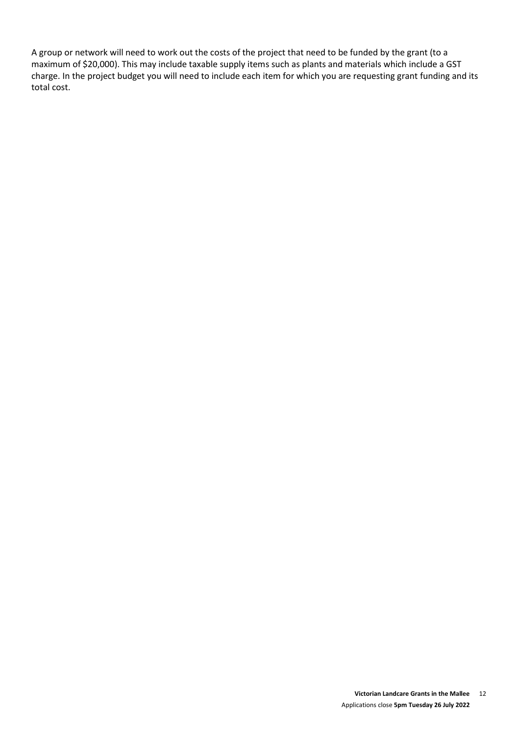A group or network will need to work out the costs of the project that need to be funded by the grant (to a maximum of $20,000). This may include taxable supply items such as plants and materials which include a GST charge. In the project budget you will need to include each item for which you are requesting grant funding and its total cost.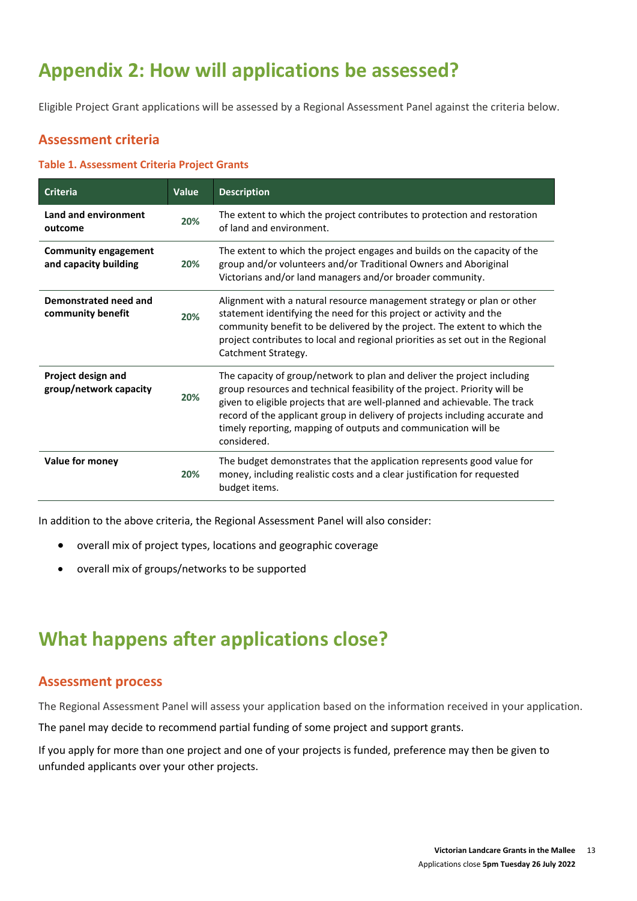# Appendix 2: How will applications be assessed?

Eligible Project Grant applications will be assessed by a Regional Assessment Panel against the criteria below.

## Assessment criteria

### Table 1. Assessment Criteria Project Grants

| Criteria | Value | Description |
| --- | --- | --- |
| **Land and environment outcome** | **20%** | The extent to which the project contributes to protection and restoration of land and environment. |
| **Community engagement and capacity building** | **20%** | The extent to which the project engages and builds on the capacity of the group and/or volunteers and/or Traditional Owners and Aboriginal Victorians and/or land managers and/or broader community. |
| **Demonstrated need and community benefit** | **20%** | Alignment with a natural resource management strategy or plan or other statement identifying the need for this project or activity and the community benefit to be delivered by the project. The extent to which the project contributes to local and regional priorities as set out in the Regional Catchment Strategy. |
| **Project design and group/network capacity** | **20%** | The capacity of group/network to plan and deliver the project including group resources and technical feasibility of the project. Priority will be given to eligible projects that are well-planned and achievable. The track record of the applicant group in delivery of projects including accurate and timely reporting, mapping of outputs and communication will be considered. |
| **Value for money** | **20%** | The budget demonstrates that the application represents good value for money, including realistic costs and a clear justification for requested budget items. |

In addition to the above criteria, the Regional Assessment Panel will also consider:

- overall mix of project types, locations and geographic coverage
- overall mix of groups/networks to be supported

# What happens after applications close?

## Assessment process

The Regional Assessment Panel will assess your application based on the information received in your application.

The panel may decide to recommend partial funding of some project and support grants.

If you apply for more than one project and one of your projects is funded, preference may then be given to unfunded applicants over your other projects.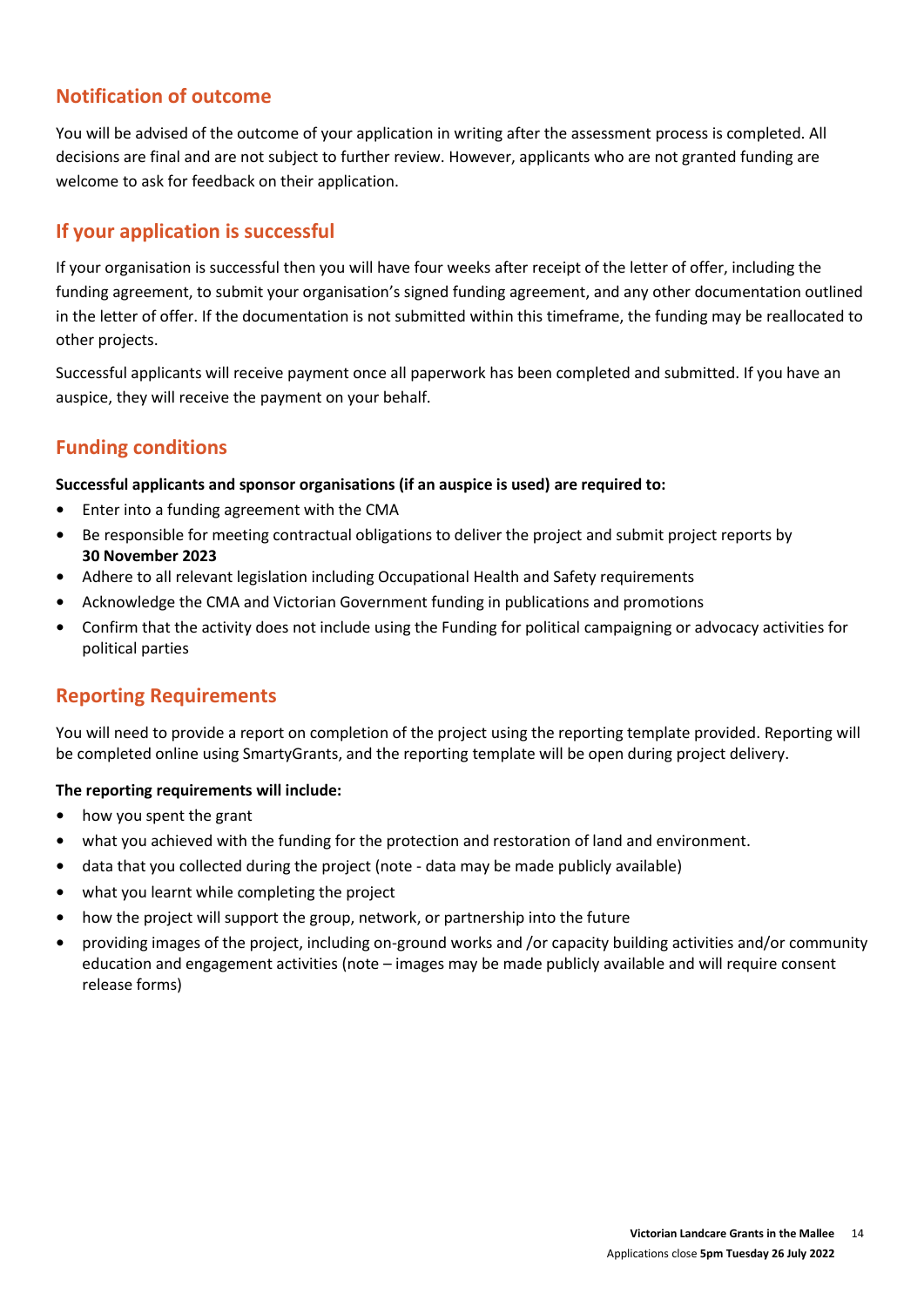## Notification of outcome

You will be advised of the outcome of your application in writing after the assessment process is completed. All decisions are final and are not subject to further review. However, applicants who are not granted funding are welcome to ask for feedback on their application.

## If your application is successful

If your organisation is successful then you will have four weeks after receipt of the letter of offer, including the funding agreement, to submit your organisation's signed funding agreement, and any other documentation outlined in the letter of offer. If the documentation is not submitted within this timeframe, the funding may be reallocated to other projects.

Successful applicants will receive payment once all paperwork has been completed and submitted. If you have an auspice, they will receive the payment on your behalf.

## Funding conditions

**Successful applicants and sponsor organisations (if an auspice is used) are required to:**

- Enter into a funding agreement with the CMA
- Be responsible for meeting contractual obligations to deliver the project and submit project reports by **30 November 2023**
- Adhere to all relevant legislation including Occupational Health and Safety requirements
- Acknowledge the CMA and Victorian Government funding in publications and promotions
- Confirm that the activity does not include using the Funding for political campaigning or advocacy activities for political parties

## Reporting Requirements

You will need to provide a report on completion of the project using the reporting template provided. Reporting will be completed online using SmartyGrants, and the reporting template will be open during project delivery.

**The reporting requirements will include:**

- how you spent the grant
- what you achieved with the funding for the protection and restoration of land and environment.
- data that you collected during the project (note - data may be made publicly available)
- what you learnt while completing the project
- how the project will support the group, network, or partnership into the future
- providing images of the project, including on-ground works and /or capacity building activities and/or community education and engagement activities (note – images may be made publicly available and will require consent release forms)